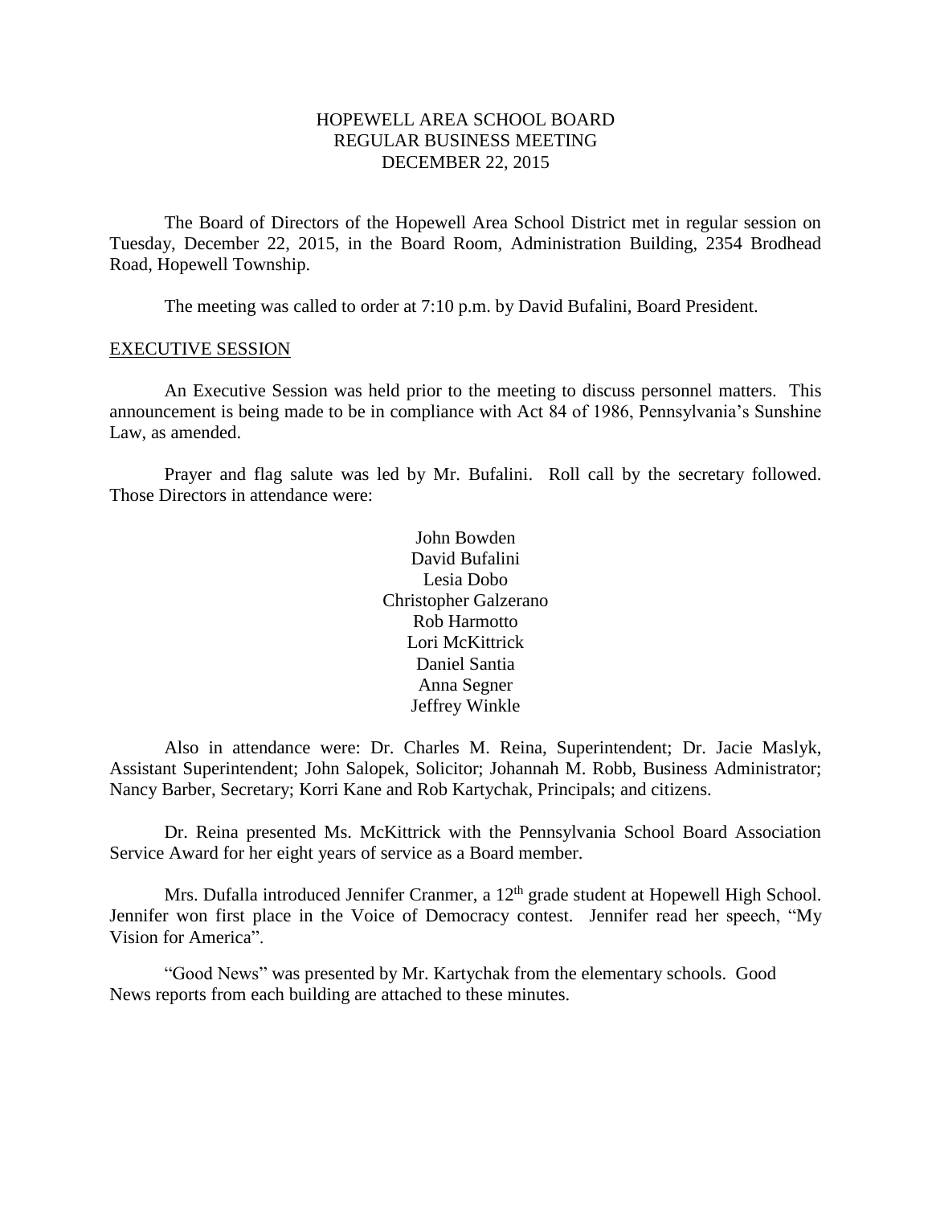# HOPEWELL AREA SCHOOL BOARD
## REGULAR BUSINESS MEETING
## DECEMBER 22, 2015

The Board of Directors of the Hopewell Area School District met in regular session on Tuesday, December 22, 2015, in the Board Room, Administration Building, 2354 Brodhead Road, Hopewell Township.

The meeting was called to order at 7:10 p.m. by David Bufalini, Board President.

## EXECUTIVE SESSION

An Executive Session was held prior to the meeting to discuss personnel matters. This announcement is being made to be in compliance with Act 84 of 1986, Pennsylvania's Sunshine Law, as amended.

Prayer and flag salute was led by Mr. Bufalini. Roll call by the secretary followed. Those Directors in attendance were:

John Bowden  
David Bufalini  
Lesia Dobo  
Christopher Galzerano  
Rob Harmotto  
Lori McKittrick  
Daniel Santia  
Anna Segner  
Jeffrey Winkle

Also in attendance were: Dr. Charles M. Reina, Superintendent; Dr. Jacie Maslyk, Assistant Superintendent; John Salopek, Solicitor; Johannah M. Robb, Business Administrator; Nancy Barber, Secretary; Korri Kane and Rob Kartychak, Principals; and citizens.

Dr. Reina presented Ms. McKittrick with the Pennsylvania School Board Association Service Award for her eight years of service as a Board member.

Mrs. Dufalla introduced Jennifer Cranmer, a 12th grade student at Hopewell High School. Jennifer won first place in the Voice of Democracy contest. Jennifer read her speech, "My Vision for America".

"Good News" was presented by Mr. Kartychak from the elementary schools. Good News reports from each building are attached to these minutes.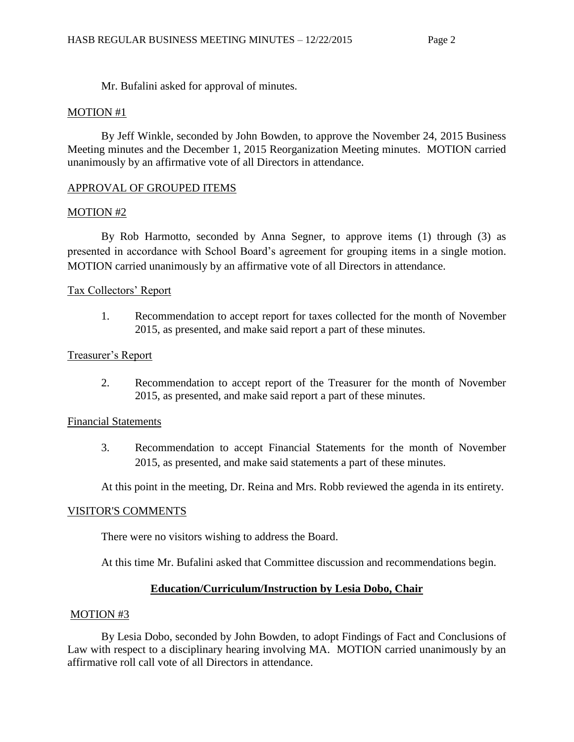Mr. Bufalini asked for approval of minutes.

MOTION #1

By Jeff Winkle, seconded by John Bowden, to approve the November 24, 2015 Business Meeting minutes and the December 1, 2015 Reorganization Meeting minutes. MOTION carried unanimously by an affirmative vote of all Directors in attendance.

APPROVAL OF GROUPED ITEMS

MOTION #2

By Rob Harmotto, seconded by Anna Segner, to approve items (1) through (3) as presented in accordance with School Board's agreement for grouping items in a single motion. MOTION carried unanimously by an affirmative vote of all Directors in attendance.

Tax Collectors' Report

1. Recommendation to accept report for taxes collected for the month of November 2015, as presented, and make said report a part of these minutes.

Treasurer's Report

2. Recommendation to accept report of the Treasurer for the month of November 2015, as presented, and make said report a part of these minutes.

Financial Statements

3. Recommendation to accept Financial Statements for the month of November 2015, as presented, and make said statements a part of these minutes.

At this point in the meeting, Dr. Reina and Mrs. Robb reviewed the agenda in its entirety.

VISITOR'S COMMENTS

There were no visitors wishing to address the Board.

At this time Mr. Bufalini asked that Committee discussion and recommendations begin.

## **Education/Curriculum/Instruction by Lesia Dobo, Chair**

MOTION #3

By Lesia Dobo, seconded by John Bowden, to adopt Findings of Fact and Conclusions of Law with respect to a disciplinary hearing involving MA. MOTION carried unanimously by an affirmative roll call vote of all Directors in attendance.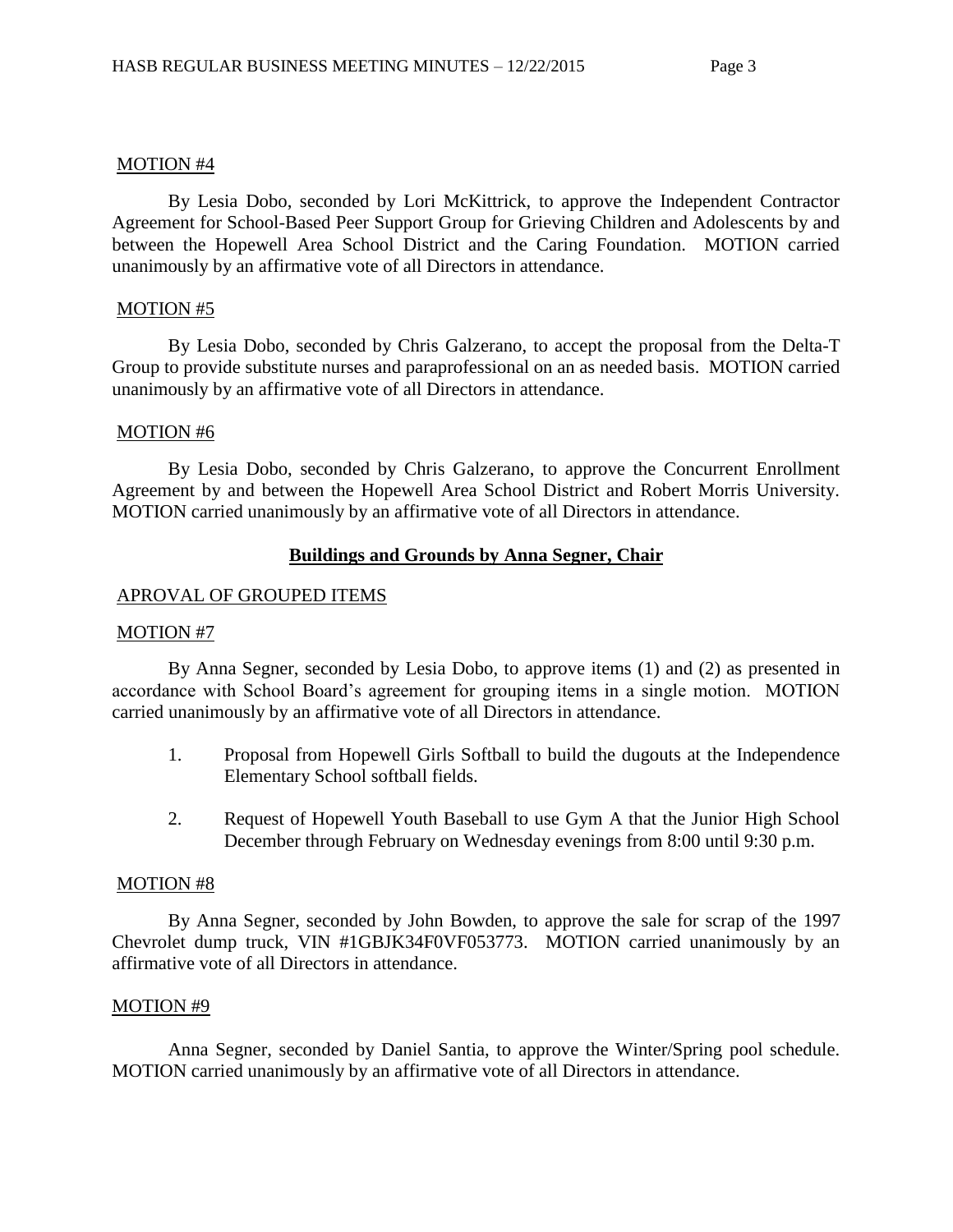MOTION #4

By Lesia Dobo, seconded by Lori McKittrick, to approve the Independent Contractor Agreement for School-Based Peer Support Group for Grieving Children and Adolescents by and between the Hopewell Area School District and the Caring Foundation. MOTION carried unanimously by an affirmative vote of all Directors in attendance.

MOTION #5

By Lesia Dobo, seconded by Chris Galzerano, to accept the proposal from the Delta-T Group to provide substitute nurses and paraprofessional on an as needed basis. MOTION carried unanimously by an affirmative vote of all Directors in attendance.

MOTION #6

By Lesia Dobo, seconded by Chris Galzerano, to approve the Concurrent Enrollment Agreement by and between the Hopewell Area School District and Robert Morris University. MOTION carried unanimously by an affirmative vote of all Directors in attendance.

## Buildings and Grounds by Anna Segner, Chair

APROVAL OF GROUPED ITEMS

MOTION #7

By Anna Segner, seconded by Lesia Dobo, to approve items (1) and (2) as presented in accordance with School Board's agreement for grouping items in a single motion. MOTION carried unanimously by an affirmative vote of all Directors in attendance.

1. Proposal from Hopewell Girls Softball to build the dugouts at the Independence Elementary School softball fields.
2. Request of Hopewell Youth Baseball to use Gym A that the Junior High School December through February on Wednesday evenings from 8:00 until 9:30 p.m.

MOTION #8

By Anna Segner, seconded by John Bowden, to approve the sale for scrap of the 1997 Chevrolet dump truck, VIN #1GBJK34F0VF053773. MOTION carried unanimously by an affirmative vote of all Directors in attendance.

MOTION #9

Anna Segner, seconded by Daniel Santia, to approve the Winter/Spring pool schedule. MOTION carried unanimously by an affirmative vote of all Directors in attendance.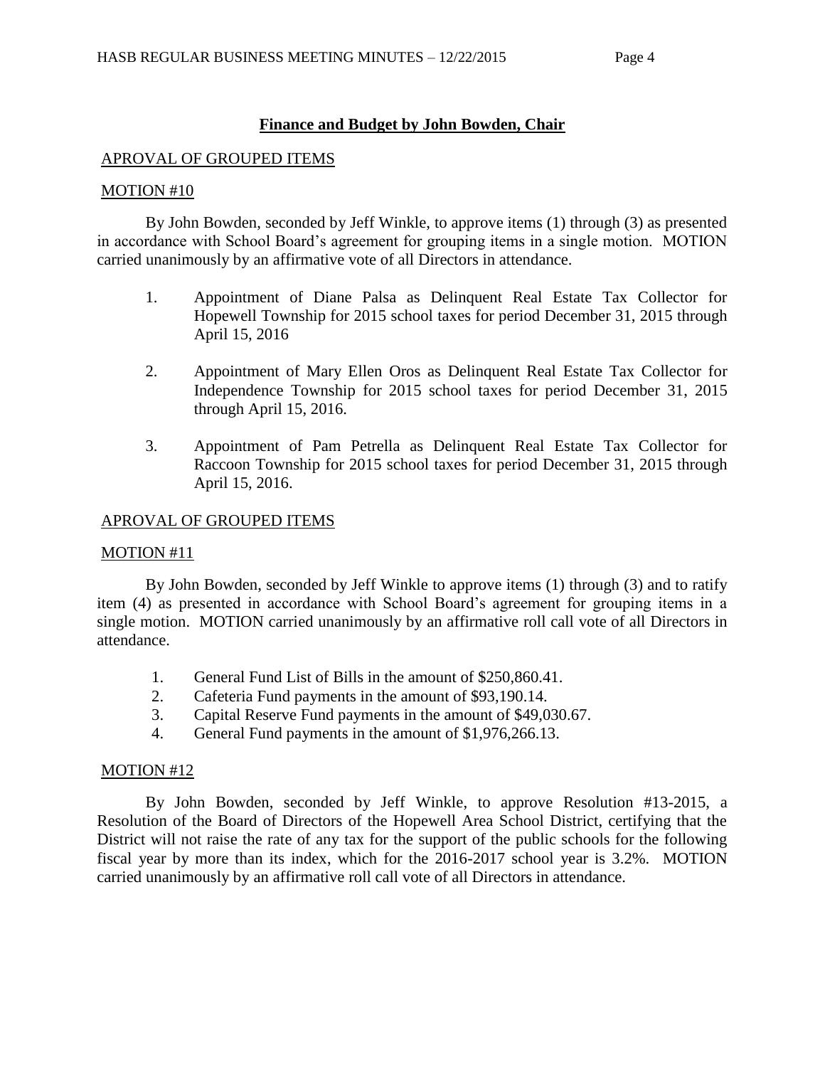## **Finance and Budget by John Bowden, Chair**

APROVAL OF GROUPED ITEMS

MOTION #10

By John Bowden, seconded by Jeff Winkle, to approve items (1) through (3) as presented in accordance with School Board's agreement for grouping items in a single motion. MOTION carried unanimously by an affirmative vote of all Directors in attendance.

1. Appointment of Diane Palsa as Delinquent Real Estate Tax Collector for Hopewell Township for 2015 school taxes for period December 31, 2015 through April 15, 2016
2. Appointment of Mary Ellen Oros as Delinquent Real Estate Tax Collector for Independence Township for 2015 school taxes for period December 31, 2015 through April 15, 2016.
3. Appointment of Pam Petrella as Delinquent Real Estate Tax Collector for Raccoon Township for 2015 school taxes for period December 31, 2015 through April 15, 2016.

APROVAL OF GROUPED ITEMS

MOTION #11

By John Bowden, seconded by Jeff Winkle to approve items (1) through (3) and to ratify item (4) as presented in accordance with School Board's agreement for grouping items in a single motion. MOTION carried unanimously by an affirmative roll call vote of all Directors in attendance.

1. General Fund List of Bills in the amount of $250,860.41.
2. Cafeteria Fund payments in the amount of $93,190.14.
3. Capital Reserve Fund payments in the amount of $49,030.67.
4. General Fund payments in the amount of $1,976,266.13.

MOTION #12

By John Bowden, seconded by Jeff Winkle, to approve Resolution #13-2015, a Resolution of the Board of Directors of the Hopewell Area School District, certifying that the District will not raise the rate of any tax for the support of the public schools for the following fiscal year by more than its index, which for the 2016-2017 school year is 3.2%. MOTION carried unanimously by an affirmative roll call vote of all Directors in attendance.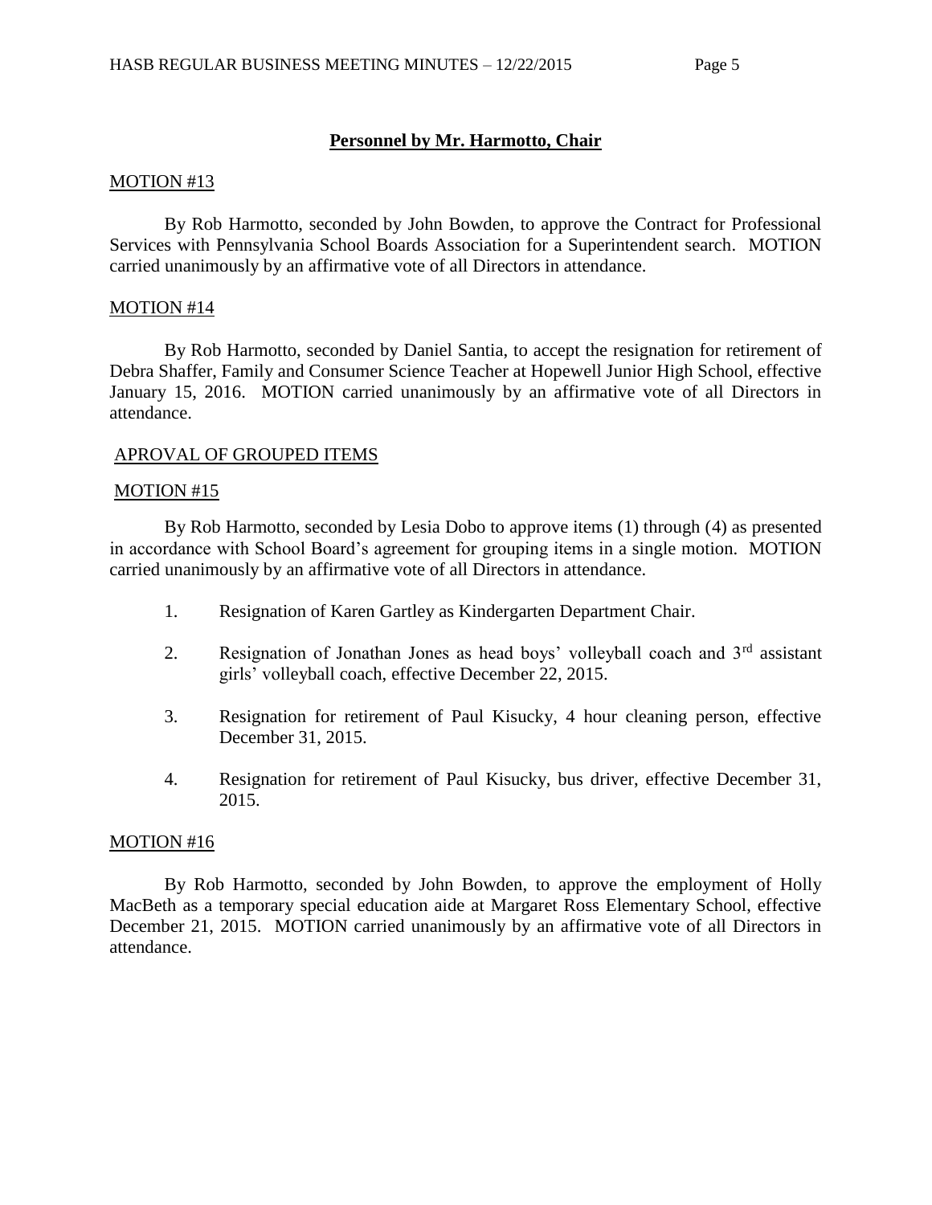## Personnel by Mr. Harmotto, Chair

MOTION #13

By Rob Harmotto, seconded by John Bowden, to approve the Contract for Professional Services with Pennsylvania School Boards Association for a Superintendent search. MOTION carried unanimously by an affirmative vote of all Directors in attendance.

MOTION #14

By Rob Harmotto, seconded by Daniel Santia, to accept the resignation for retirement of Debra Shaffer, Family and Consumer Science Teacher at Hopewell Junior High School, effective January 15, 2016. MOTION carried unanimously by an affirmative vote of all Directors in attendance.

APROVAL OF GROUPED ITEMS

MOTION #15

By Rob Harmotto, seconded by Lesia Dobo to approve items (1) through (4) as presented in accordance with School Board's agreement for grouping items in a single motion. MOTION carried unanimously by an affirmative vote of all Directors in attendance.

1. Resignation of Karen Gartley as Kindergarten Department Chair.
2. Resignation of Jonathan Jones as head boys' volleyball coach and 3rd assistant girls' volleyball coach, effective December 22, 2015.
3. Resignation for retirement of Paul Kisucky, 4 hour cleaning person, effective December 31, 2015.
4. Resignation for retirement of Paul Kisucky, bus driver, effective December 31, 2015.

MOTION #16

By Rob Harmotto, seconded by John Bowden, to approve the employment of Holly MacBeth as a temporary special education aide at Margaret Ross Elementary School, effective December 21, 2015. MOTION carried unanimously by an affirmative vote of all Directors in attendance.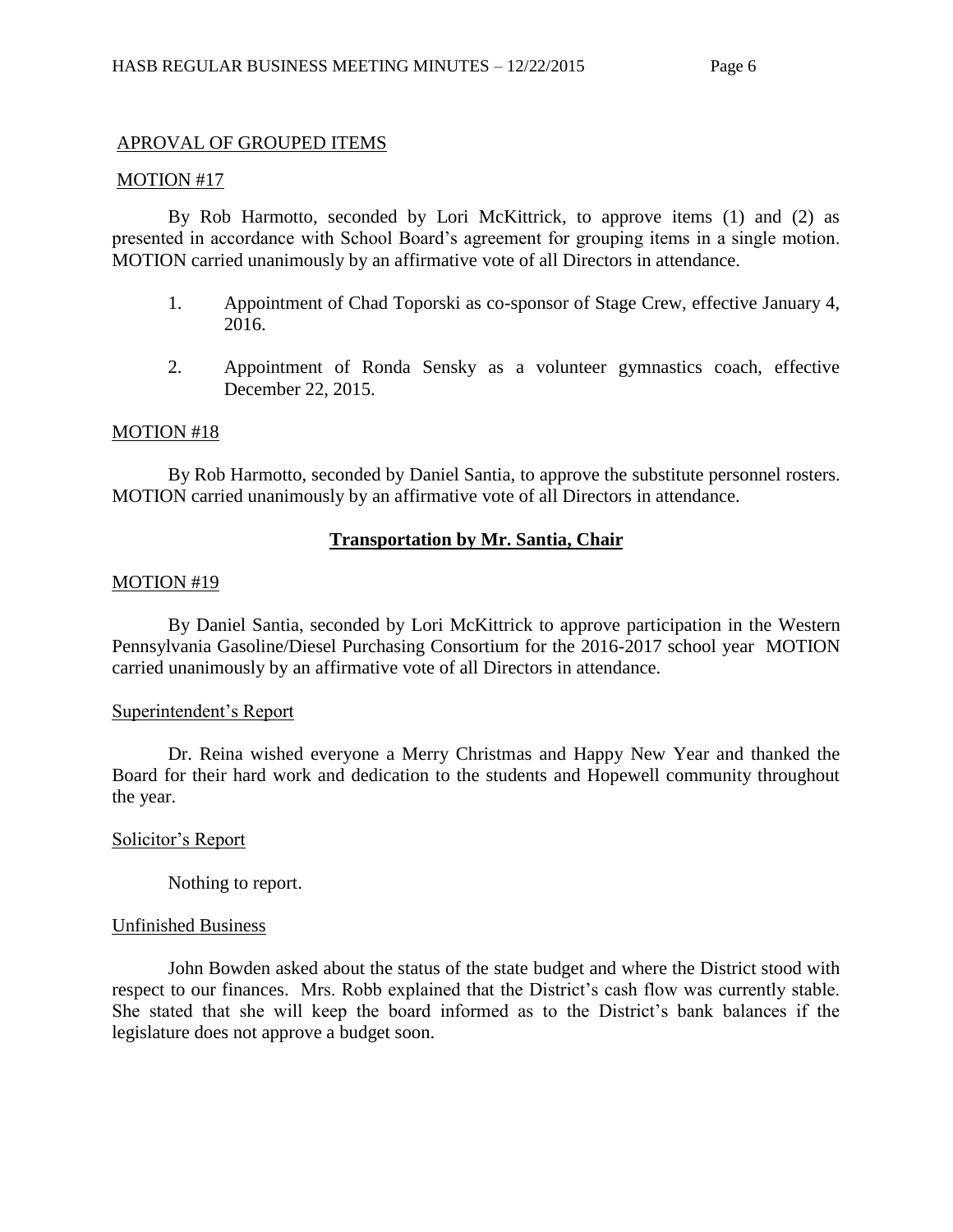APROVAL OF GROUPED ITEMS

MOTION #17

By Rob Harmotto, seconded by Lori McKittrick, to approve items (1) and (2) as presented in accordance with School Board's agreement for grouping items in a single motion. MOTION carried unanimously by an affirmative vote of all Directors in attendance.

1. Appointment of Chad Toporski as co-sponsor of Stage Crew, effective January 4, 2016.

2. Appointment of Ronda Sensky as a volunteer gymnastics coach, effective December 22, 2015.

MOTION #18

By Rob Harmotto, seconded by Daniel Santia, to approve the substitute personnel rosters. MOTION carried unanimously by an affirmative vote of all Directors in attendance.

**Transportation by Mr. Santia, Chair**

MOTION #19

By Daniel Santia, seconded by Lori McKittrick to approve participation in the Western Pennsylvania Gasoline/Diesel Purchasing Consortium for the 2016-2017 school year MOTION carried unanimously by an affirmative vote of all Directors in attendance.

Superintendent's Report

Dr. Reina wished everyone a Merry Christmas and Happy New Year and thanked the Board for their hard work and dedication to the students and Hopewell community throughout the year.

Solicitor's Report

Nothing to report.

Unfinished Business

John Bowden asked about the status of the state budget and where the District stood with respect to our finances. Mrs. Robb explained that the District's cash flow was currently stable. She stated that she will keep the board informed as to the District's bank balances if the legislature does not approve a budget soon.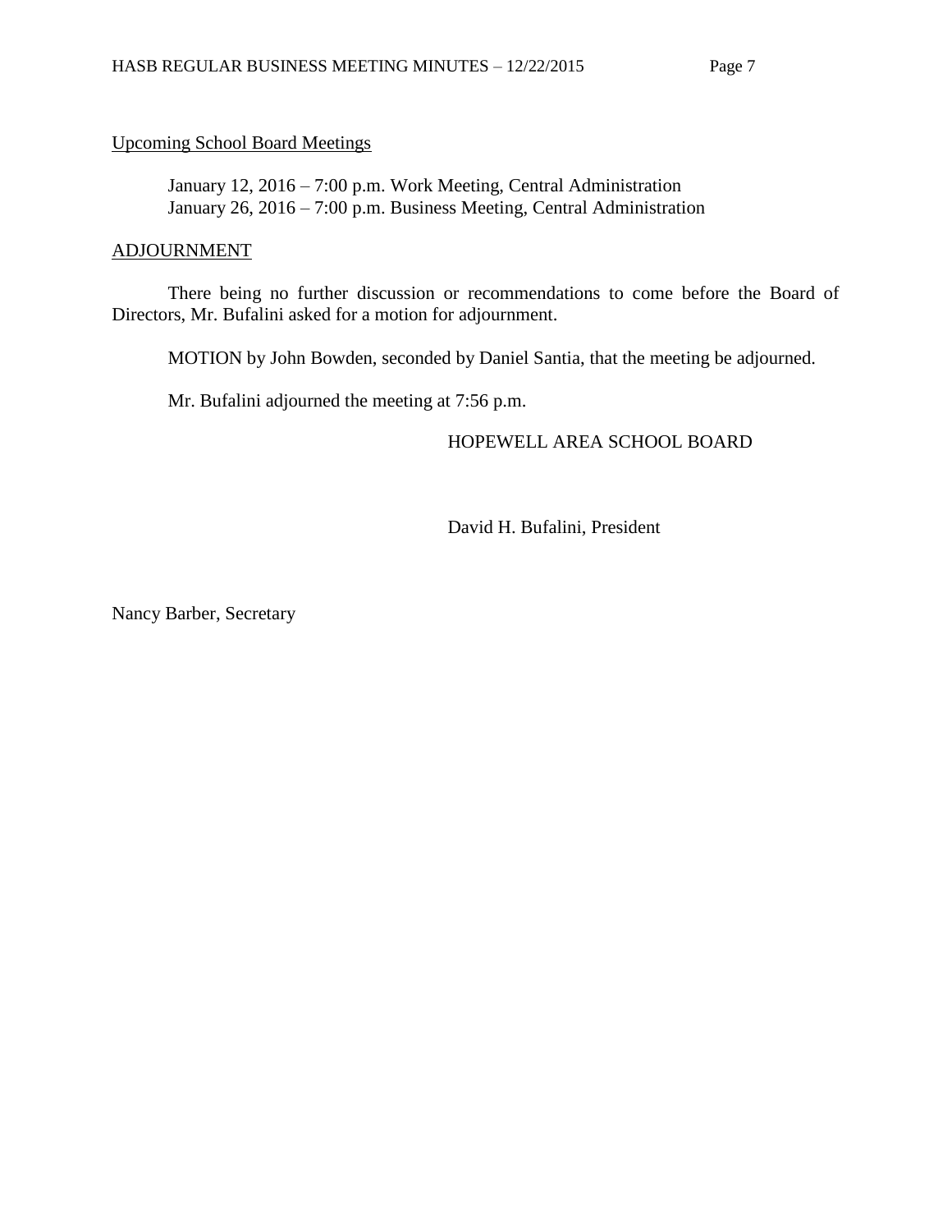Upcoming School Board Meetings

January 12, 2016 – 7:00 p.m. Work Meeting, Central Administration
January 26, 2016 – 7:00 p.m. Business Meeting, Central Administration

ADJOURNMENT

There being no further discussion or recommendations to come before the Board of Directors, Mr. Bufalini asked for a motion for adjournment.

MOTION by John Bowden, seconded by Daniel Santia, that the meeting be adjourned.

Mr. Bufalini adjourned the meeting at 7:56 p.m.

HOPEWELL AREA SCHOOL BOARD

David H. Bufalini, President

Nancy Barber, Secretary